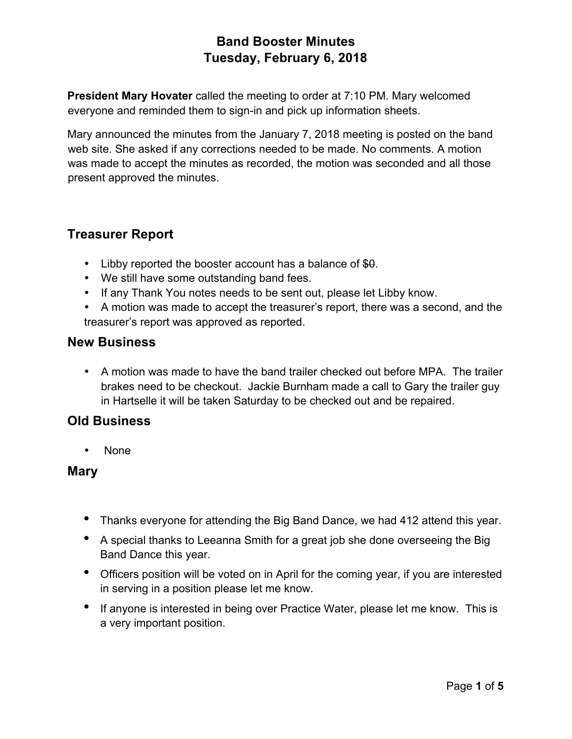# Band Booster Minutes
# Tuesday, February 6, 2018

**President Mary Hovater** called the meeting to order at 7:10 PM. Mary welcomed everyone and reminded them to sign-in and pick up information sheets.

Mary announced the minutes from the January 7, 2018 meeting is posted on the band web site. She asked if any corrections needed to be made. No comments. A motion was made to accept the minutes as recorded, the motion was seconded and all those present approved the minutes.

## Treasurer Report

- Libby reported the booster account has a balance of ~~$0~~.
- We still have some outstanding band fees.
- If any Thank You notes needs to be sent out, please let Libby know.
- A motion was made to accept the treasurer's report, there was a second, and the treasurer's report was approved as reported.

## New Business

- A motion was made to have the band trailer checked out before MPA. The trailer brakes need to be checkout. Jackie Burnham made a call to Gary the trailer guy in Hartselle it will be taken Saturday to be checked out and be repaired.

## Old Business

- None

## Mary

- Thanks everyone for attending the Big Band Dance, we had 412 attend this year.
- A special thanks to Leeanna Smith for a great job she done overseeing the Big Band Dance this year.
- Officers position will be voted on in April for the coming year, if you are interested in serving in a position please let me know.
- If anyone is interested in being over Practice Water, please let me know. This is a very important position.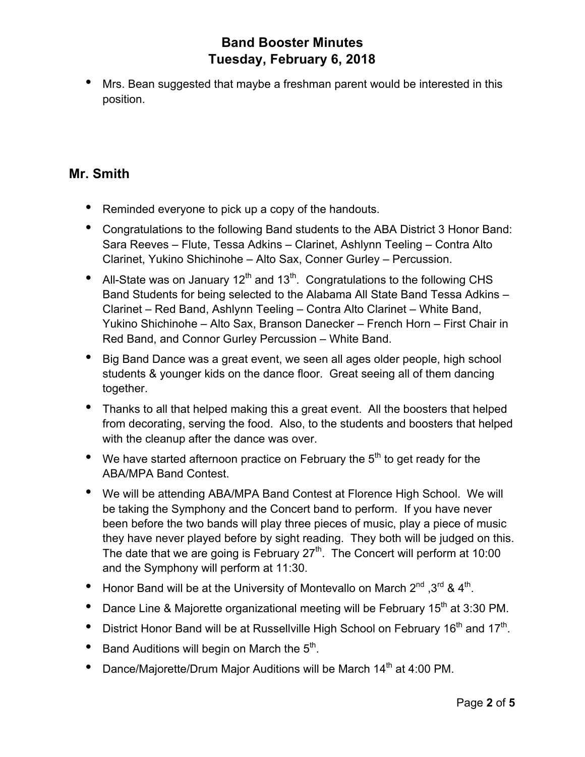- Mrs. Bean suggested that maybe a freshman parent would be interested in this position.

## Mr. Smith

- Reminded everyone to pick up a copy of the handouts.
- Congratulations to the following Band students to the ABA District 3 Honor Band: Sara Reeves – Flute, Tessa Adkins – Clarinet, Ashlynn Teeling – Contra Alto Clarinet, Yukino Shichinohe – Alto Sax, Conner Gurley – Percussion.
- All-State was on January 12th and 13th. Congratulations to the following CHS Band Students for being selected to the Alabama All State Band Tessa Adkins – Clarinet – Red Band, Ashlynn Teeling – Contra Alto Clarinet – White Band, Yukino Shichinohe – Alto Sax, Branson Danecker – French Horn – First Chair in Red Band, and Connor Gurley Percussion – White Band.
- Big Band Dance was a great event, we seen all ages older people, high school students & younger kids on the dance floor. Great seeing all of them dancing together.
- Thanks to all that helped making this a great event. All the boosters that helped from decorating, serving the food. Also, to the students and boosters that helped with the cleanup after the dance was over.
- We have started afternoon practice on February the 5th to get ready for the ABA/MPA Band Contest.
- We will be attending ABA/MPA Band Contest at Florence High School. We will be taking the Symphony and the Concert band to perform. If you have never been before the two bands will play three pieces of music, play a piece of music they have never played before by sight reading. They both will be judged on this. The date that we are going is February 27th. The Concert will perform at 10:00 and the Symphony will perform at 11:30.
- Honor Band will be at the University of Montevallo on March 2nd ,3rd & 4th.
- Dance Line & Majorette organizational meeting will be February 15th at 3:30 PM.
- District Honor Band will be at Russellville High School on February 16th and 17th.
- Band Auditions will begin on March the 5th.
- Dance/Majorette/Drum Major Auditions will be March 14th at 4:00 PM.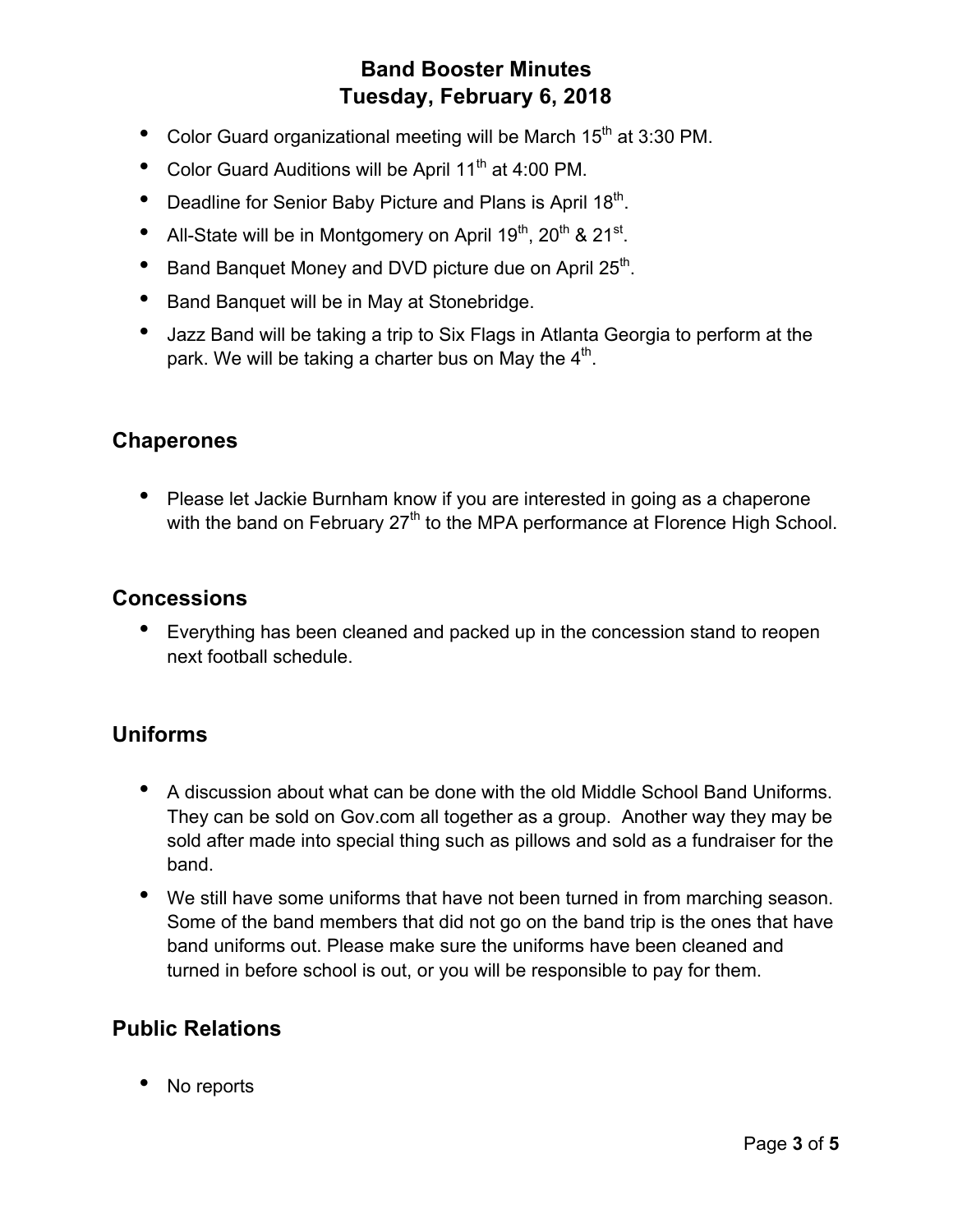# Band Booster Minutes
# Tuesday, February 6, 2018

- Color Guard organizational meeting will be March 15th at 3:30 PM.
- Color Guard Auditions will be April 11th at 4:00 PM.
- Deadline for Senior Baby Picture and Plans is April 18th.
- All-State will be in Montgomery on April 19th, 20th & 21st.
- Band Banquet Money and DVD picture due on April 25th.
- Band Banquet will be in May at Stonebridge.
- Jazz Band will be taking a trip to Six Flags in Atlanta Georgia to perform at the park. We will be taking a charter bus on May the 4th.

## Chaperones

- Please let Jackie Burnham know if you are interested in going as a chaperone with the band on February 27th to the MPA performance at Florence High School.

## Concessions

- Everything has been cleaned and packed up in the concession stand to reopen next football schedule.

## Uniforms

- A discussion about what can be done with the old Middle School Band Uniforms. They can be sold on Gov.com all together as a group. Another way they may be sold after made into special thing such as pillows and sold as a fundraiser for the band.
- We still have some uniforms that have not been turned in from marching season. Some of the band members that did not go on the band trip is the ones that have band uniforms out. Please make sure the uniforms have been cleaned and turned in before school is out, or you will be responsible to pay for them.

## Public Relations

- No reports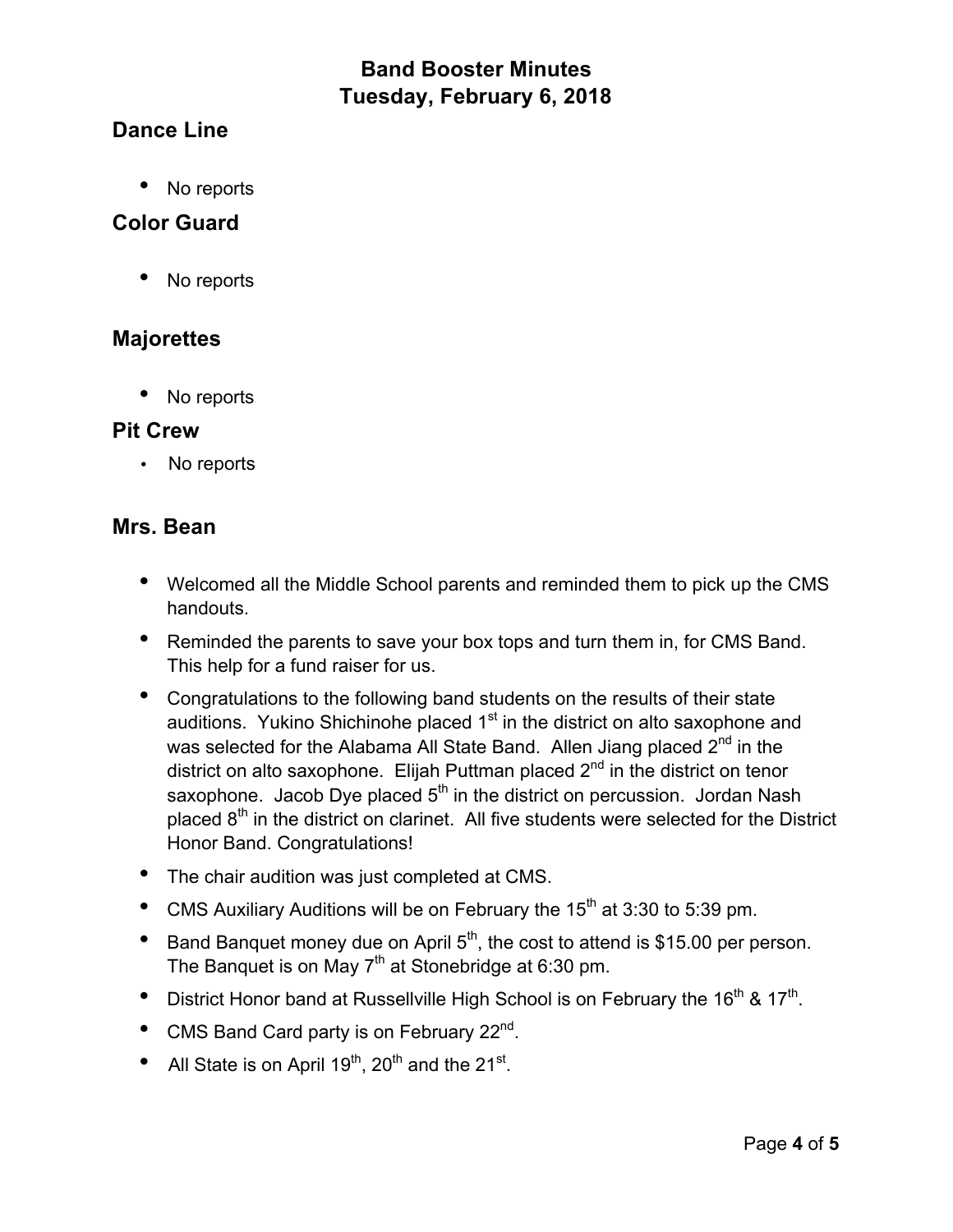# Band Booster Minutes
# Tuesday, February 6, 2018

## Dance Line

- No reports

## Color Guard

- No reports

## Majorettes

- No reports

## Pit Crew

- No reports

## Mrs. Bean

- Welcomed all the Middle School parents and reminded them to pick up the CMS handouts.
- Reminded the parents to save your box tops and turn them in, for CMS Band. This help for a fund raiser for us.
- Congratulations to the following band students on the results of their state auditions. Yukino Shichinohe placed 1st in the district on alto saxophone and was selected for the Alabama All State Band. Allen Jiang placed 2nd in the district on alto saxophone. Elijah Puttman placed 2nd in the district on tenor saxophone. Jacob Dye placed 5th in the district on percussion. Jordan Nash placed 8th in the district on clarinet. All five students were selected for the District Honor Band. Congratulations!
- The chair audition was just completed at CMS.
- CMS Auxiliary Auditions will be on February the 15th at 3:30 to 5:39 pm.
- Band Banquet money due on April 5th, the cost to attend is $15.00 per person. The Banquet is on May 7th at Stonebridge at 6:30 pm.
- District Honor band at Russellville High School is on February the 16th & 17th.
- CMS Band Card party is on February 22nd.
- All State is on April 19th, 20th and the 21st.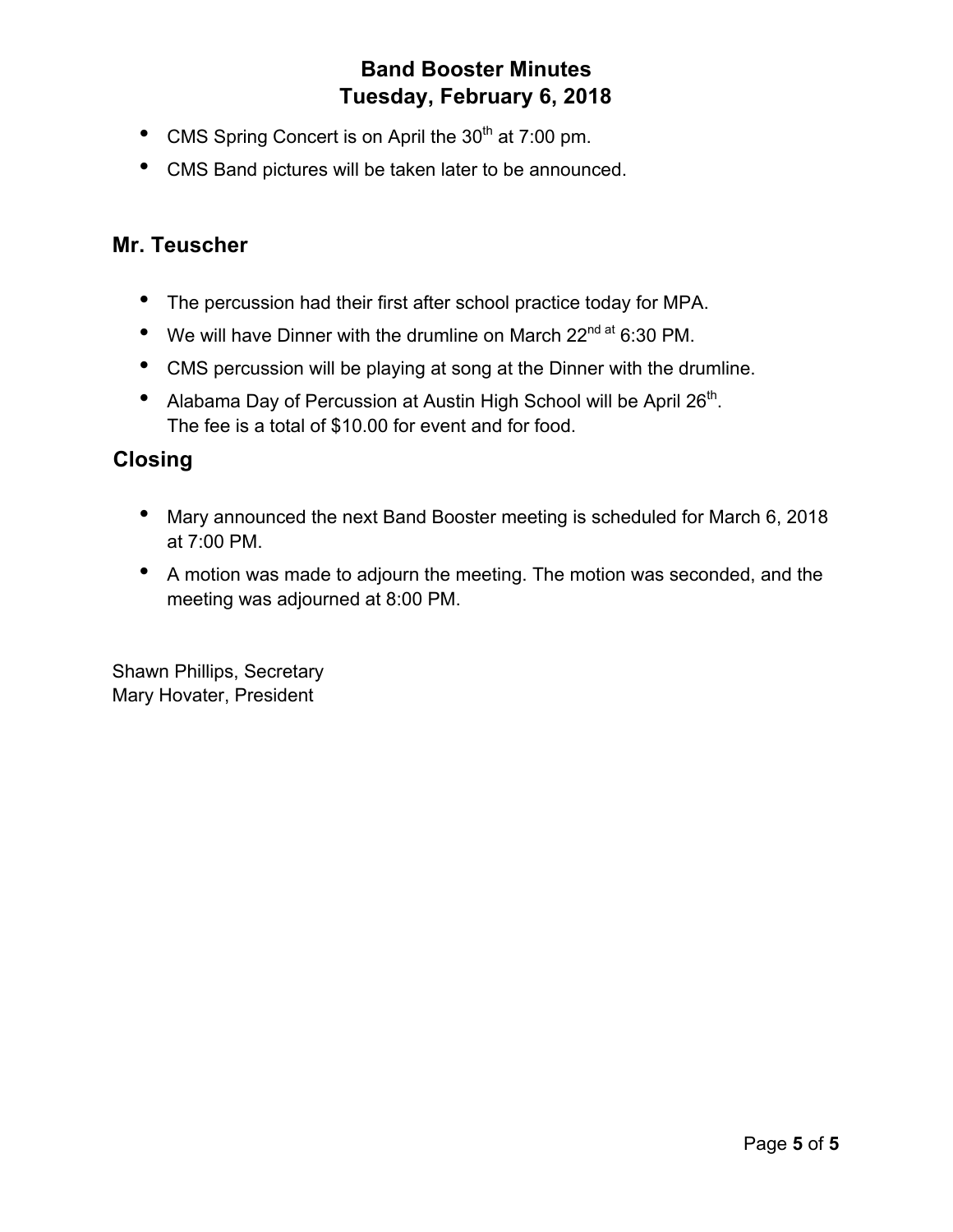- CMS Spring Concert is on April the 30th at 7:00 pm.
- CMS Band pictures will be taken later to be announced.

## Mr. Teuscher

- The percussion had their first after school practice today for MPA.
- We will have Dinner with the drumline on March 22nd at 6:30 PM.
- CMS percussion will be playing at song at the Dinner with the drumline.
- Alabama Day of Percussion at Austin High School will be April 26th.
  The fee is a total of $10.00 for event and for food.

## Closing

- Mary announced the next Band Booster meeting is scheduled for March 6, 2018 at 7:00 PM.
- A motion was made to adjourn the meeting. The motion was seconded, and the meeting was adjourned at 8:00 PM.

Shawn Phillips, Secretary
Mary Hovater, President